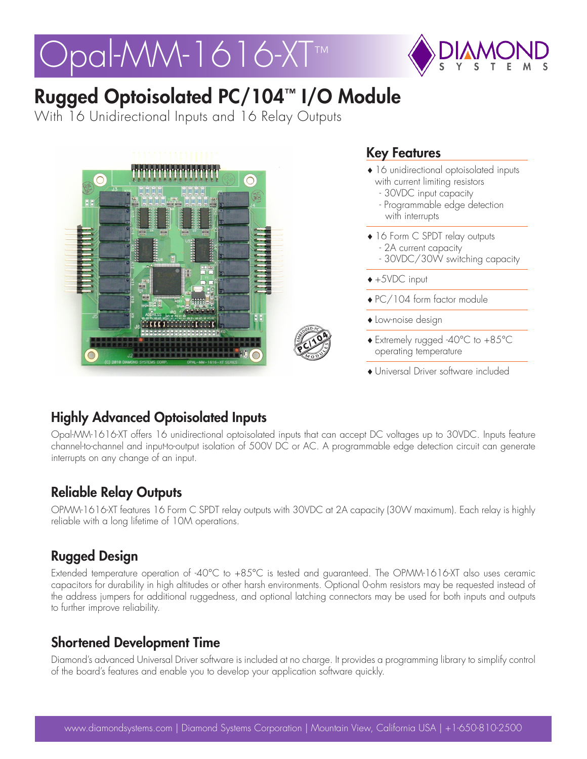# Opal-MM-1616-XT™

## Rugged Optoisolated PC/104™ I/O Module

With 16 Unidirectional Inputs and 16 Relay Outputs

### Key Features

- 16 unidirectional optoisolated inputs with current limiting resistors
  - 30VDC input capacity
  - Programmable edge detection with interrupts
- 16 Form C SPDT relay outputs
  - 2A current capacity
  - 30VDC/30W switching capacity
- +5VDC input
- PC/104 form factor module
- Low-noise design
- Extremely rugged -40°C to +85°C operating temperature
- Universal Driver software included

### Highly Advanced Optoisolated Inputs

Opal-MM-1616-XT offers 16 unidirectional optoisolated inputs that can accept DC voltages up to 30VDC. Inputs feature channel-to-channel and input-to-output isolation of 500V DC or AC. A programmable edge detection circuit can generate interrupts on any change of an input.

### Reliable Relay Outputs

OPMM-1616-XT features 16 Form C SPDT relay outputs with 30VDC at 2A capacity (30W maximum). Each relay is highly reliable with a long lifetime of 10M operations.

### Rugged Design

Extended temperature operation of -40°C to +85°C is tested and guaranteed. The OPMM-1616-XT also uses ceramic capacitors for durability in high altitudes or other harsh environments. Optional 0-ohm resistors may be requested instead of the address jumpers for additional ruggedness, and optional latching connectors may be used for both inputs and outputs to further improve reliability.

### Shortened Development Time

Diamond's advanced Universal Driver software is included at no charge. It provides a programming library to simplify control of the board's features and enable you to develop your application software quickly.

www.diamondsystems.com | Diamond Systems Corporation | Mountain View, California USA | +1-650-810-2500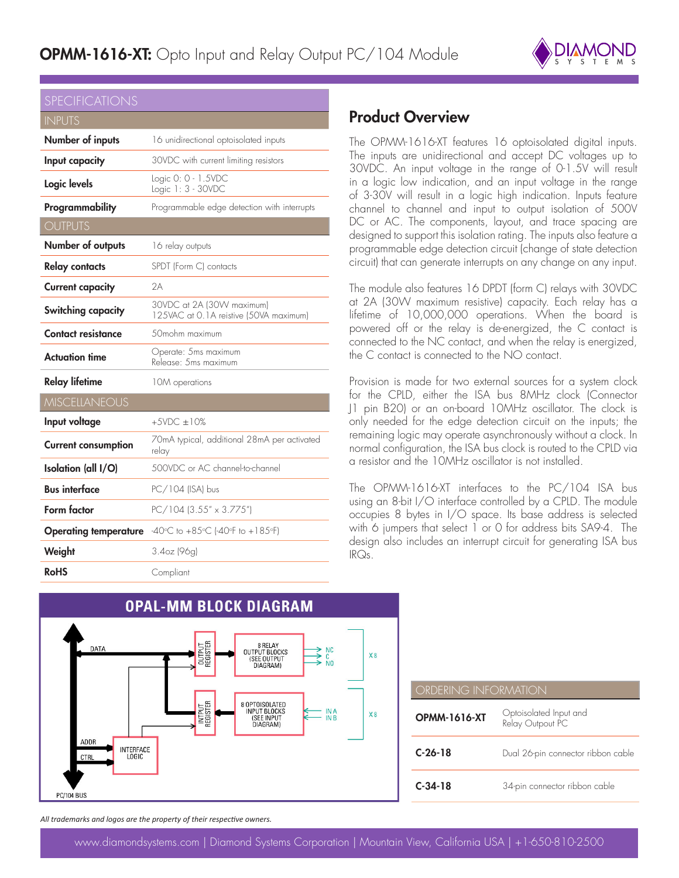# OPMM-1616-XT: Opto Input and Relay Output PC/104 Module

## SPECIFICATIONS

| | |
|---|---|
| **INPUTS** | |
| **Number of inputs** | 16 unidirectional optoisolated inputs |
| **Input capacity** | 30VDC with current limiting resistors |
| **Logic levels** | Logic 0: 0 - 1.5VDC<br>Logic 1: 3 - 30VDC |
| **Programmability** | Programmable edge detection with interrupts |
| **OUTPUTS** | |
| **Number of outputs** | 16 relay outputs |
| **Relay contacts** | SPDT (Form C) contacts |
| **Current capacity** | 2A |
| **Switching capacity** | 30VDC at 2A (30W maximum)<br>125VAC at 0.1A reistive (50VA maximum) |
| **Contact resistance** | 50mohm maximum |
| **Actuation time** | Operate: 5ms maximum<br>Release: 5ms maximum |
| **Relay lifetime** | 10M operations |
| **MISCELLANEOUS** | |
| **Input voltage** | +5VDC ±10% |
| **Current consumption** | 70mA typical, additional 28mA per activated relay |
| **Isolation (all I/O)** | 500VDC or AC channel-to-channel |
| **Bus interface** | PC/104 (ISA) bus |
| **Form factor** | PC/104 (3.55" x 3.775") |
| **Operating temperature** | -40°C to +85°C (-40°F to +185°F) |
| **Weight** | 3.4oz (96g) |
| **RoHS** | Compliant |

## Product Overview

The OPMM-1616-XT features 16 optoisolated digital inputs. The inputs are unidirectional and accept DC voltages up to 30VDC. An input voltage in the range of 0-1.5V will result in a logic low indication, and an input voltage in the range of 3-30V will result in a logic high indication. Inputs feature channel to channel and input to output isolation of 500V DC or AC. The components, layout, and trace spacing are designed to support this isolation rating. The inputs also feature a programmable edge detection circuit (change of state detection circuit) that can generate interrupts on any change on any input.

The module also features 16 DPDT (form C) relays with 30VDC at 2A (30W maximum resistive) capacity. Each relay has a lifetime of 10,000,000 operations. When the board is powered off or the relay is de-energized, the C contact is connected to the NC contact, and when the relay is energized, the C contact is connected to the NO contact.

Provision is made for two external sources for a system clock for the CPLD, either the ISA bus 8MHz clock (Connector J1 pin B20) or an on-board 10MHz oscillator. The clock is only needed for the edge detection circuit on the inputs; the remaining logic may operate asynchronously without a clock. In normal configuration, the ISA bus clock is routed to the CPLD via a resistor and the 10MHz oscillator is not installed.

The OPMM-1616-XT interfaces to the PC/104 ISA bus using an 8-bit I/O interface controlled by a CPLD. The module occupies 8 bytes in I/O space. Its base address is selected with 6 jumpers that select 1 or 0 for address bits SA9-4. The design also includes an interrupt circuit for generating ISA bus IRQs.

## OPAL-MM BLOCK DIAGRAM

DATA
OUTPUT REGISTER
8 RELAY OUTPUT BLOCKS (SEE OUTPUT DIAGRAM)
NC
C
NO
X 8
INPUT REGISTER
8 OPTOISOLATED INPUT BLOCKS (SEE INPUT DIAGRAM)
IN A
IN B
X 8
ADDR
CTRL
INTERFACE LOGIC
PC/104 BUS

## ORDERING INFORMATION

| | |
|---|---|
| **OPMM-1616-XT** | Optoisolated Input and Relay Outpout PC |
| **C-26-18** | Dual 26-pin connector ribbon cable |
| **C-34-18** | 34-pin connector ribbon cable |

*All trademarks and logos are the property of their respective owners.*

www.diamondsystems.com | Diamond Systems Corporation | Mountain View, California USA | +1-650-810-2500